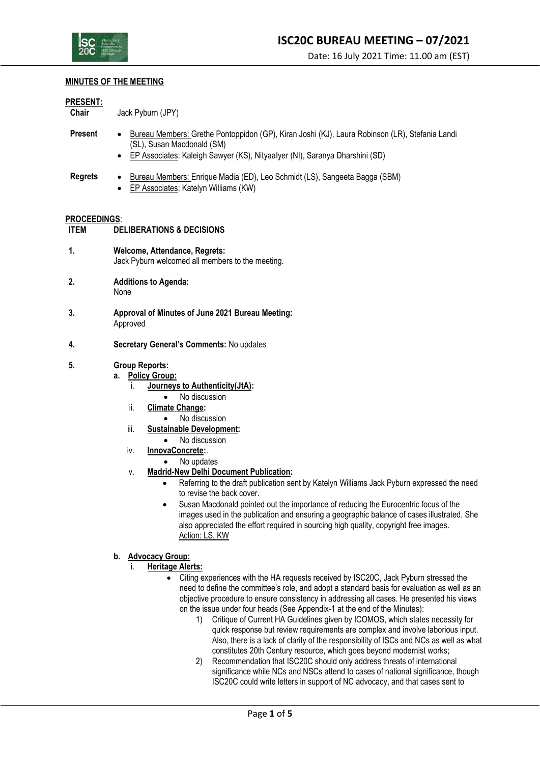# ISC20C BUREAU MEETING – 07/2021

Date: 16 July 2021 Time: 11.00 am (EST)

## MINUTES OF THE MEETING

**PRESENT:**

**Chair** Jack Pyburn (JPY)

**Present**
- Bureau Members: Grethe Pontoppidon (GP), Kiran Joshi (KJ), Laura Robinson (LR), Stefania Landi (SL), Susan Macdonald (SM)
- EP Associates: Kaleigh Sawyer (KS), NityaaIyer (NI), Saranya Dharshini (SD)

**Regrets**
- Bureau Members: Enrique Madia (ED), Leo Schmidt (LS), Sangeeta Bagga (SBM)
- EP Associates: Katelyn Williams (KW)

**PROCEEDINGS**:

| ITEM | DELIBERATIONS & DECISIONS |
|---|---|

**1. Welcome, Attendance, Regrets:**
Jack Pyburn welcomed all members to the meeting.

**2. Additions to Agenda:**
None

**3. Approval of Minutes of June 2021 Bureau Meeting:**
Approved

**4. Secretary General's Comments:** No updates

**5. Group Reports:**

**a. Policy Group:**

i. **Journeys to Authenticity(JtA):**
- No discussion

ii. **Climate Change:**
- No discussion

iii. **Sustainable Development:**
- No discussion

iv. **InnovaConcrete:**.
- No updates

v. **Madrid-New Delhi Document Publication:**
- Referring to the draft publication sent by Katelyn Williams Jack Pyburn expressed the need to revise the back cover.
- Susan Macdonald pointed out the importance of reducing the Eurocentric focus of the images used in the publication and ensuring a geographic balance of cases illustrated. She also appreciated the effort required in sourcing high quality, copyright free images.
  Action: LS, KW

**b. Advocacy Group:**

i. **Heritage Alerts:**
- Citing experiences with the HA requests received by ISC20C, Jack Pyburn stressed the need to define the committee's role, and adopt a standard basis for evaluation as well as an objective procedure to ensure consistency in addressing all cases. He presented his views on the issue under four heads (See Appendix-1 at the end of the Minutes):
  1) Critique of Current HA Guidelines given by ICOMOS, which states necessity for quick response but review requirements are complex and involve laborious input. Also, there is a lack of clarity of the responsibility of ISCs and NCs as well as what constitutes 20th Century resource, which goes beyond modernist works;
  2) Recommendation that ISC20C should only address threats of international significance while NCs and NSCs attend to cases of national significance, though ISC20C could write letters in support of NC advocacy, and that cases sent to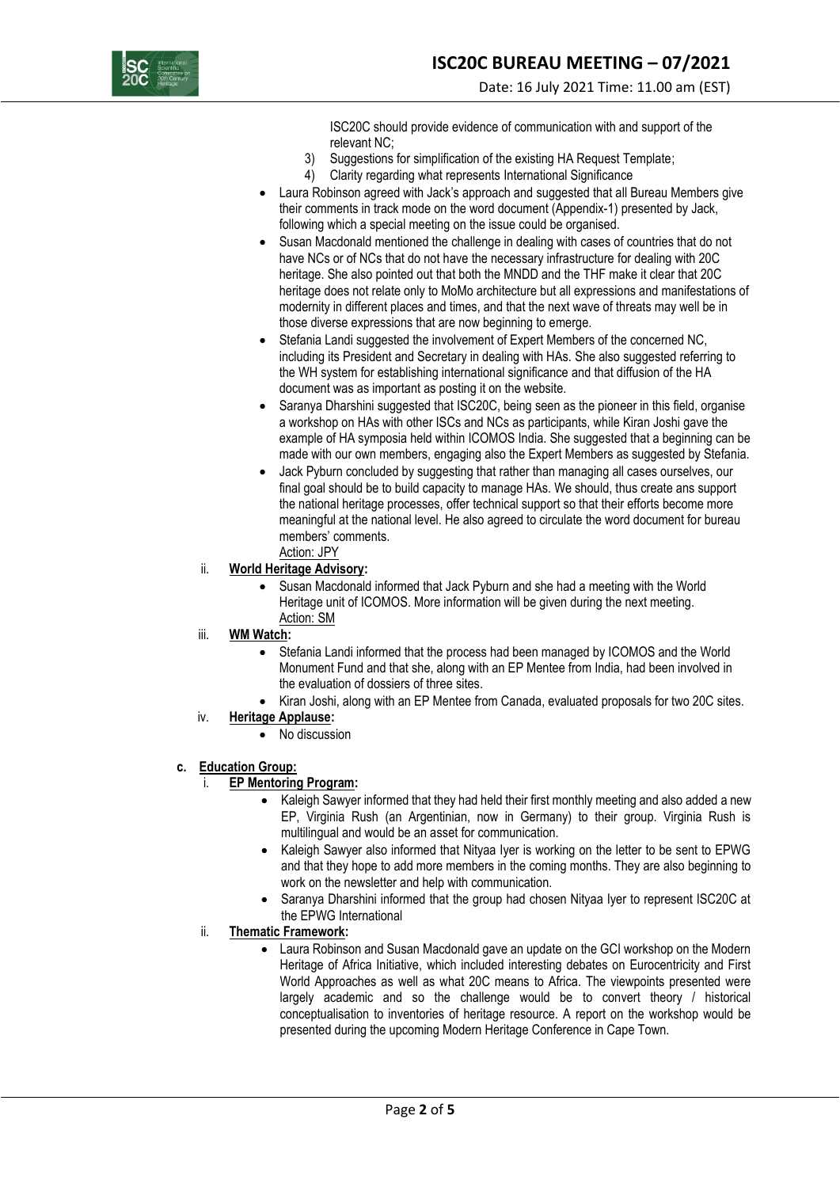ISC20C should provide evidence of communication with and support of the relevant NC;

3) Suggestions for simplification of the existing HA Request Template;
4) Clarity regarding what represents International Significance

- Laura Robinson agreed with Jack's approach and suggested that all Bureau Members give their comments in track mode on the word document (Appendix-1) presented by Jack, following which a special meeting on the issue could be organised.
- Susan Macdonald mentioned the challenge in dealing with cases of countries that do not have NCs or of NCs that do not have the necessary infrastructure for dealing with 20C heritage. She also pointed out that both the MNDD and the THF make it clear that 20C heritage does not relate only to MoMo architecture but all expressions and manifestations of modernity in different places and times, and that the next wave of threats may well be in those diverse expressions that are now beginning to emerge.
- Stefania Landi suggested the involvement of Expert Members of the concerned NC, including its President and Secretary in dealing with HAs. She also suggested referring to the WH system for establishing international significance and that diffusion of the HA document was as important as posting it on the website.
- Saranya Dharshini suggested that ISC20C, being seen as the pioneer in this field, organise a workshop on HAs with other ISCs and NCs as participants, while Kiran Joshi gave the example of HA symposia held within ICOMOS India. She suggested that a beginning can be made with our own members, engaging also the Expert Members as suggested by Stefania.
- Jack Pyburn concluded by suggesting that rather than managing all cases ourselves, our final goal should be to build capacity to manage HAs. We should, thus create ans support the national heritage processes, offer technical support so that their efforts become more meaningful at the national level. He also agreed to circulate the word document for bureau members' comments.
  Action: JPY

ii. **World Heritage Advisory:**

- Susan Macdonald informed that Jack Pyburn and she had a meeting with the World Heritage unit of ICOMOS. More information will be given during the next meeting.
  Action: SM

iii. **WM Watch:**

- Stefania Landi informed that the process had been managed by ICOMOS and the World Monument Fund and that she, along with an EP Mentee from India, had been involved in the evaluation of dossiers of three sites.
- Kiran Joshi, along with an EP Mentee from Canada, evaluated proposals for two 20C sites.

iv. **Heritage Applause:**

- No discussion

**c. Education Group:**

i. **EP Mentoring Program:**

- Kaleigh Sawyer informed that they had held their first monthly meeting and also added a new EP, Virginia Rush (an Argentinian, now in Germany) to their group. Virginia Rush is multilingual and would be an asset for communication.
- Kaleigh Sawyer also informed that Nityaa Iyer is working on the letter to be sent to EPWG and that they hope to add more members in the coming months. They are also beginning to work on the newsletter and help with communication.
- Saranya Dharshini informed that the group had chosen Nityaa Iyer to represent ISC20C at the EPWG International

ii. **Thematic Framework:**

- Laura Robinson and Susan Macdonald gave an update on the GCI workshop on the Modern Heritage of Africa Initiative, which included interesting debates on Eurocentricity and First World Approaches as well as what 20C means to Africa. The viewpoints presented were largely academic and so the challenge would be to convert theory / historical conceptualisation to inventories of heritage resource. A report on the workshop would be presented during the upcoming Modern Heritage Conference in Cape Town.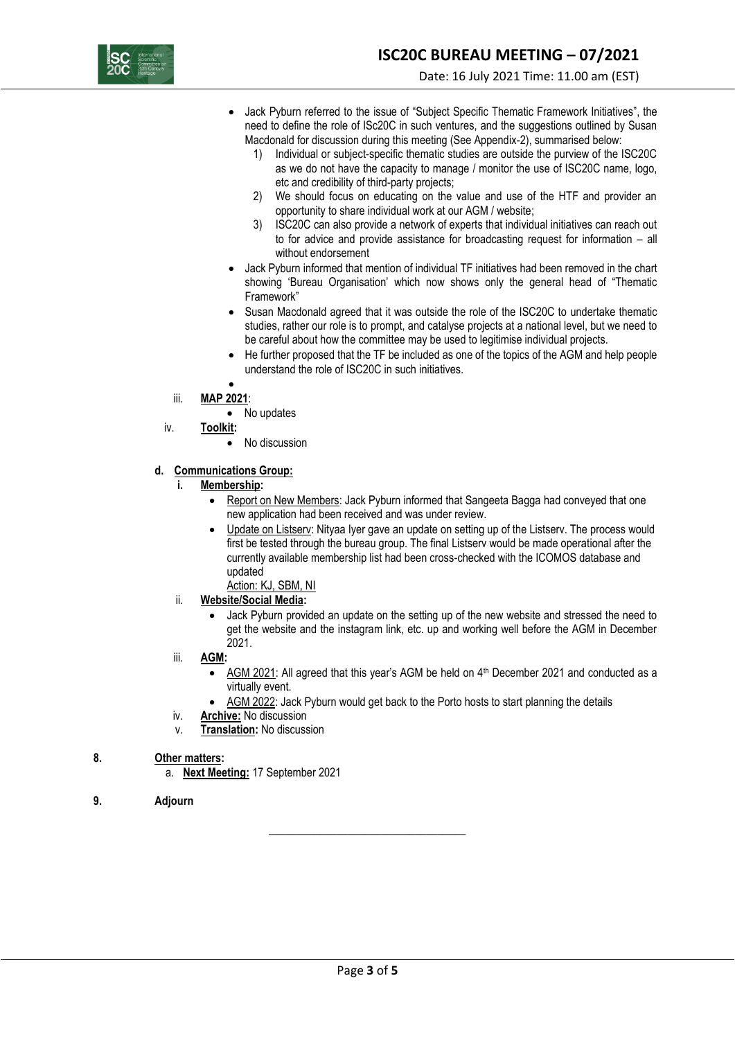- Jack Pyburn referred to the issue of "Subject Specific Thematic Framework Initiatives", the need to define the role of ISc20C in such ventures, and the suggestions outlined by Susan Macdonald for discussion during this meeting (See Appendix-2), summarised below:
    1) Individual or subject-specific thematic studies are outside the purview of the ISC20C as we do not have the capacity to manage / monitor the use of ISC20C name, logo, etc and credibility of third-party projects;
    2) We should focus on educating on the value and use of the HTF and provider an opportunity to share individual work at our AGM / website;
    3) ISC20C can also provide a network of experts that individual initiatives can reach out to for advice and provide assistance for broadcasting request for information – all without endorsement
- Jack Pyburn informed that mention of individual TF initiatives had been removed in the chart showing 'Bureau Organisation' which now shows only the general head of "Thematic Framework"
- Susan Macdonald agreed that it was outside the role of the ISC20C to undertake thematic studies, rather our role is to prompt, and catalyse projects at a national level, but we need to be careful about how the committee may be used to legitimise individual projects.
- He further proposed that the TF be included as one of the topics of the AGM and help people understand the role of ISC20C in such initiatives.
-

iii. **MAP 2021**:
- No updates

iv. **Toolkit:**
- No discussion

**d. Communications Group:**

**i. Membership:**
- Report on New Members: Jack Pyburn informed that Sangeeta Bagga had conveyed that one new application had been received and was under review.
- Update on Listserv: Nityaa Iyer gave an update on setting up of the Listserv. The process would first be tested through the bureau group. The final Listserv would be made operational after the currently available membership list had been cross-checked with the ICOMOS database and updated
  Action: KJ, SBM, NI

ii. **Website/Social Media:**
- Jack Pyburn provided an update on the setting up of the new website and stressed the need to get the website and the instagram link, etc. up and working well before the AGM in December 2021.

iii. **AGM:**
- AGM 2021: All agreed that this year's AGM be held on 4th December 2021 and conducted as a virtually event.
- AGM 2022: Jack Pyburn would get back to the Porto hosts to start planning the details

iv. **Archive:** No discussion

v. **Translation:** No discussion

**8. Other matters:**

a. **Next Meeting:** 17 September 2021

**9. Adjourn**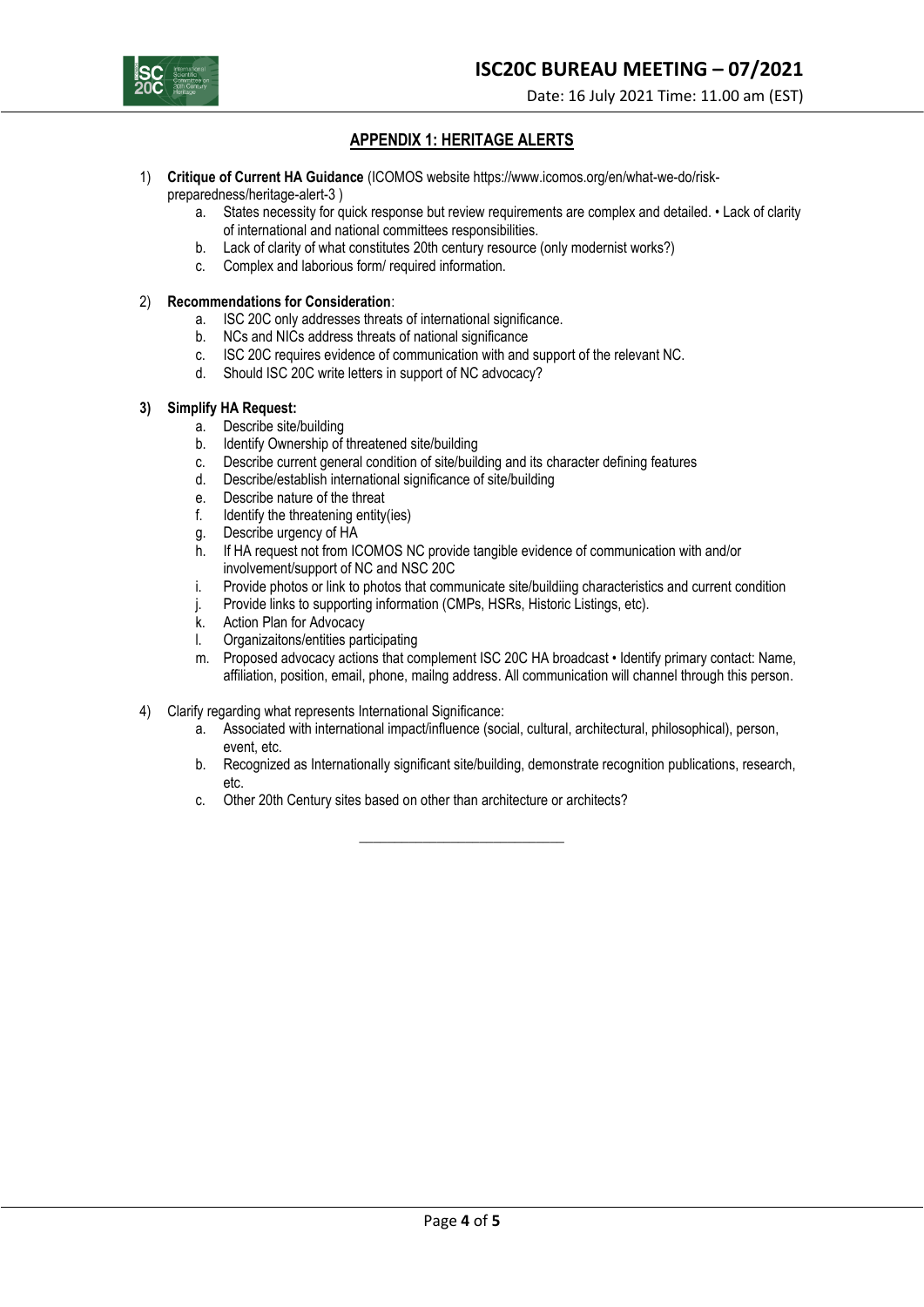## APPENDIX 1: HERITAGE ALERTS

1) **Critique of Current HA Guidance** (ICOMOS website https://www.icomos.org/en/what-we-do/risk-preparedness/heritage-alert-3 )
   a. States necessity for quick response but review requirements are complex and detailed. • Lack of clarity of international and national committees responsibilities.
   b. Lack of clarity of what constitutes 20th century resource (only modernist works?)
   c. Complex and laborious form/ required information.

2) **Recommendations for Consideration**:
   a. ISC 20C only addresses threats of international significance.
   b. NCs and NICs address threats of national significance
   c. ISC 20C requires evidence of communication with and support of the relevant NC.
   d. Should ISC 20C write letters in support of NC advocacy?

3) **Simplify HA Request:**
   a. Describe site/building
   b. Identify Ownership of threatened site/building
   c. Describe current general condition of site/building and its character defining features
   d. Describe/establish international significance of site/building
   e. Describe nature of the threat
   f. Identify the threatening entity(ies)
   g. Describe urgency of HA
   h. If HA request not from ICOMOS NC provide tangible evidence of communication with and/or involvement/support of NC and NSC 20C
   i. Provide photos or link to photos that communicate site/buildiing characteristics and current condition
   j. Provide links to supporting information (CMPs, HSRs, Historic Listings, etc).
   k. Action Plan for Advocacy
   l. Organizaitons/entities participating
   m. Proposed advocacy actions that complement ISC 20C HA broadcast • Identify primary contact: Name, affiliation, position, email, phone, mailng address. All communication will channel through this person.

4) Clarify regarding what represents International Significance:
   a. Associated with international impact/influence (social, cultural, architectural, philosophical), person, event, etc.
   b. Recognized as Internationally significant site/building, demonstrate recognition publications, research, etc.
   c. Other 20th Century sites based on other than architecture or architects?

---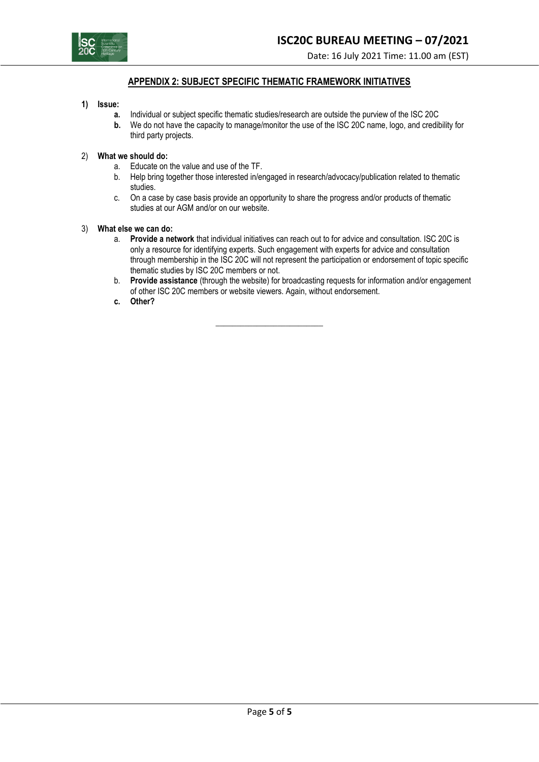## APPENDIX 2: SUBJECT SPECIFIC THEMATIC FRAMEWORK INITIATIVES

1) **Issue:**
   - **a.** Individual or subject specific thematic studies/research are outside the purview of the ISC 20C
   - **b.** We do not have the capacity to manage/monitor the use of the ISC 20C name, logo, and credibility for third party projects.

2) **What we should do:**
   - a. Educate on the value and use of the TF.
   - b. Help bring together those interested in/engaged in research/advocacy/publication related to thematic studies.
   - c. On a case by case basis provide an opportunity to share the progress and/or products of thematic studies at our AGM and/or on our website.

3) **What else we can do:**
   - a. **Provide a network** that individual initiatives can reach out to for advice and consultation. ISC 20C is only a resource for identifying experts. Such engagement with experts for advice and consultation through membership in the ISC 20C will not represent the participation or endorsement of topic specific thematic studies by ISC 20C members or not.
   - b. **Provide assistance** (through the website) for broadcasting requests for information and/or engagement of other ISC 20C members or website viewers. Again, without endorsement.
   - **c. Other?**

---